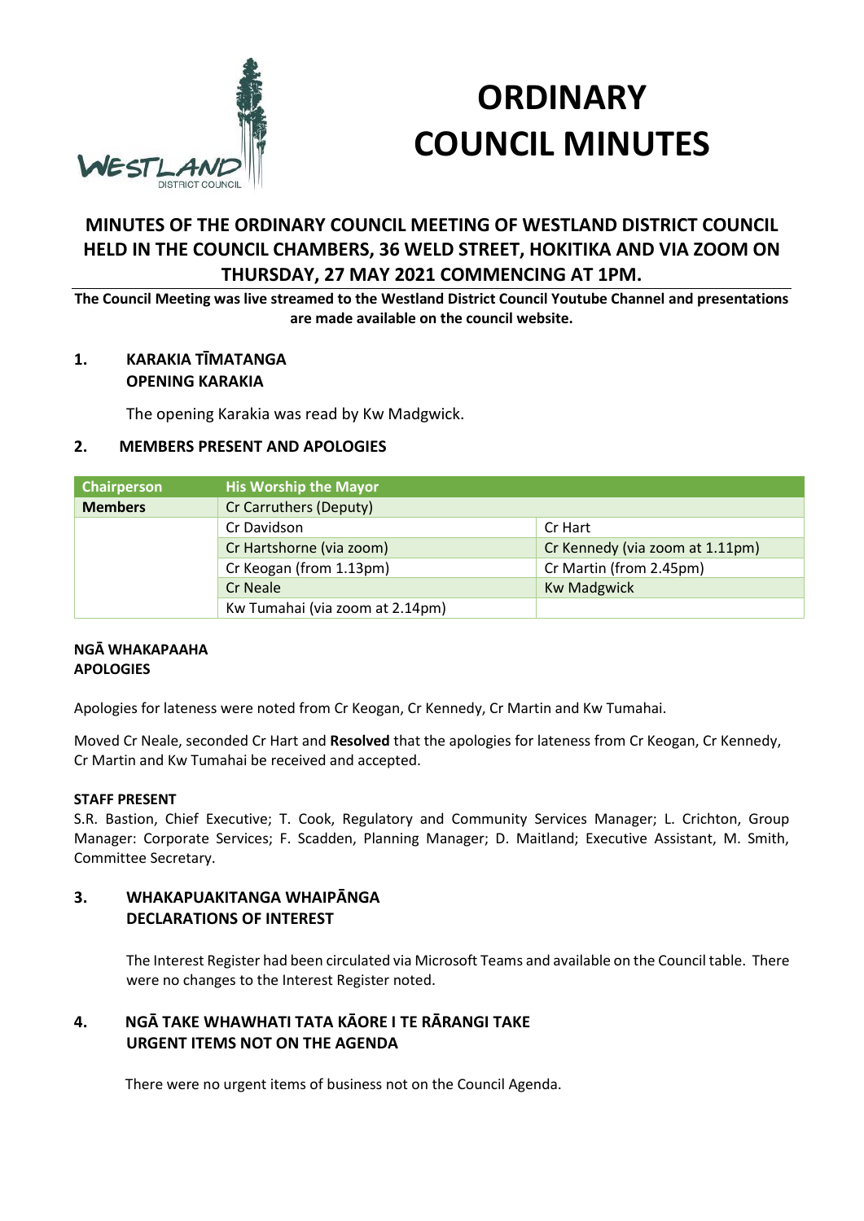# ORDINARY COUNCIL MINUTES

## MINUTES OF THE ORDINARY COUNCIL MEETING OF WESTLAND DISTRICT COUNCIL HELD IN THE COUNCIL CHAMBERS, 36 WELD STREET, HOKITIKA AND VIA ZOOM ON THURSDAY, 27 MAY 2021 COMMENCING AT 1PM.

**The Council Meeting was live streamed to the Westland District Council Youtube Channel and presentations are made available on the council website.**

### 1. KARAKIA TĪMATANGA
### OPENING KARAKIA

The opening Karakia was read by Kw Madgwick.

### 2. MEMBERS PRESENT AND APOLOGIES

| Chairperson | His Worship the Mayor | |
|---|---|---|
| **Members** | Cr Carruthers (Deputy) | |
| | Cr Davidson | Cr Hart |
| | Cr Hartshorne (via zoom) | Cr Kennedy (via zoom at 1.11pm) |
| | Cr Keogan (from 1.13pm) | Cr Martin (from 2.45pm) |
| | Cr Neale | Kw Madgwick |
| | Kw Tumahai (via zoom at 2.14pm) | |

**NGĀ WHAKAPAAHA**
**APOLOGIES**

Apologies for lateness were noted from Cr Keogan, Cr Kennedy, Cr Martin and Kw Tumahai.

Moved Cr Neale, seconded Cr Hart and **Resolved** that the apologies for lateness from Cr Keogan, Cr Kennedy, Cr Martin and Kw Tumahai be received and accepted.

**STAFF PRESENT**

S.R. Bastion, Chief Executive; T. Cook, Regulatory and Community Services Manager; L. Crichton, Group Manager: Corporate Services; F. Scadden, Planning Manager; D. Maitland; Executive Assistant, M. Smith, Committee Secretary.

### 3. WHAKAPUAKITANGA WHAIPĀNGA
### DECLARATIONS OF INTEREST

The Interest Register had been circulated via Microsoft Teams and available on the Council table. There were no changes to the Interest Register noted.

### 4. NGĀ TAKE WHAWHATI TATA KĀORE I TE RĀRANGI TAKE
### URGENT ITEMS NOT ON THE AGENDA

There were no urgent items of business not on the Council Agenda.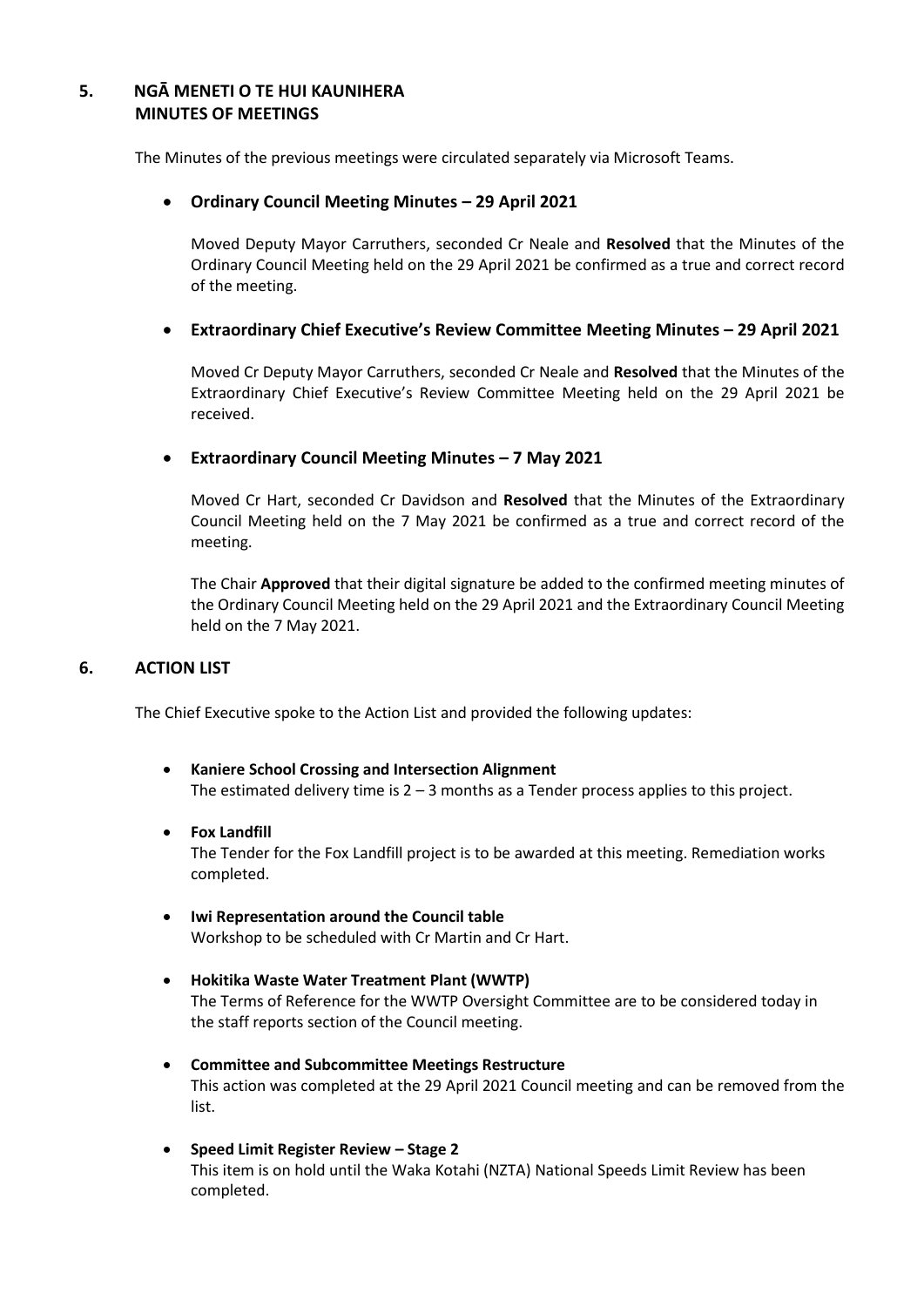## 5. NGĀ MENETI O TE HUI KAUNIHERA MINUTES OF MEETINGS

The Minutes of the previous meetings were circulated separately via Microsoft Teams.

- **Ordinary Council Meeting Minutes – 29 April 2021**

  Moved Deputy Mayor Carruthers, seconded Cr Neale and **Resolved** that the Minutes of the Ordinary Council Meeting held on the 29 April 2021 be confirmed as a true and correct record of the meeting.

- **Extraordinary Chief Executive's Review Committee Meeting Minutes – 29 April 2021**

  Moved Cr Deputy Mayor Carruthers, seconded Cr Neale and **Resolved** that the Minutes of the Extraordinary Chief Executive's Review Committee Meeting held on the 29 April 2021 be received.

- **Extraordinary Council Meeting Minutes – 7 May 2021**

  Moved Cr Hart, seconded Cr Davidson and **Resolved** that the Minutes of the Extraordinary Council Meeting held on the 7 May 2021 be confirmed as a true and correct record of the meeting.

  The Chair **Approved** that their digital signature be added to the confirmed meeting minutes of the Ordinary Council Meeting held on the 29 April 2021 and the Extraordinary Council Meeting held on the 7 May 2021.

## 6. ACTION LIST

The Chief Executive spoke to the Action List and provided the following updates:

- **Kaniere School Crossing and Intersection Alignment**
  The estimated delivery time is 2 – 3 months as a Tender process applies to this project.

- **Fox Landfill**
  The Tender for the Fox Landfill project is to be awarded at this meeting. Remediation works completed.

- **Iwi Representation around the Council table**
  Workshop to be scheduled with Cr Martin and Cr Hart.

- **Hokitika Waste Water Treatment Plant (WWTP)**
  The Terms of Reference for the WWTP Oversight Committee are to be considered today in the staff reports section of the Council meeting.

- **Committee and Subcommittee Meetings Restructure**
  This action was completed at the 29 April 2021 Council meeting and can be removed from the list.

- **Speed Limit Register Review – Stage 2**
  This item is on hold until the Waka Kotahi (NZTA) National Speeds Limit Review has been completed.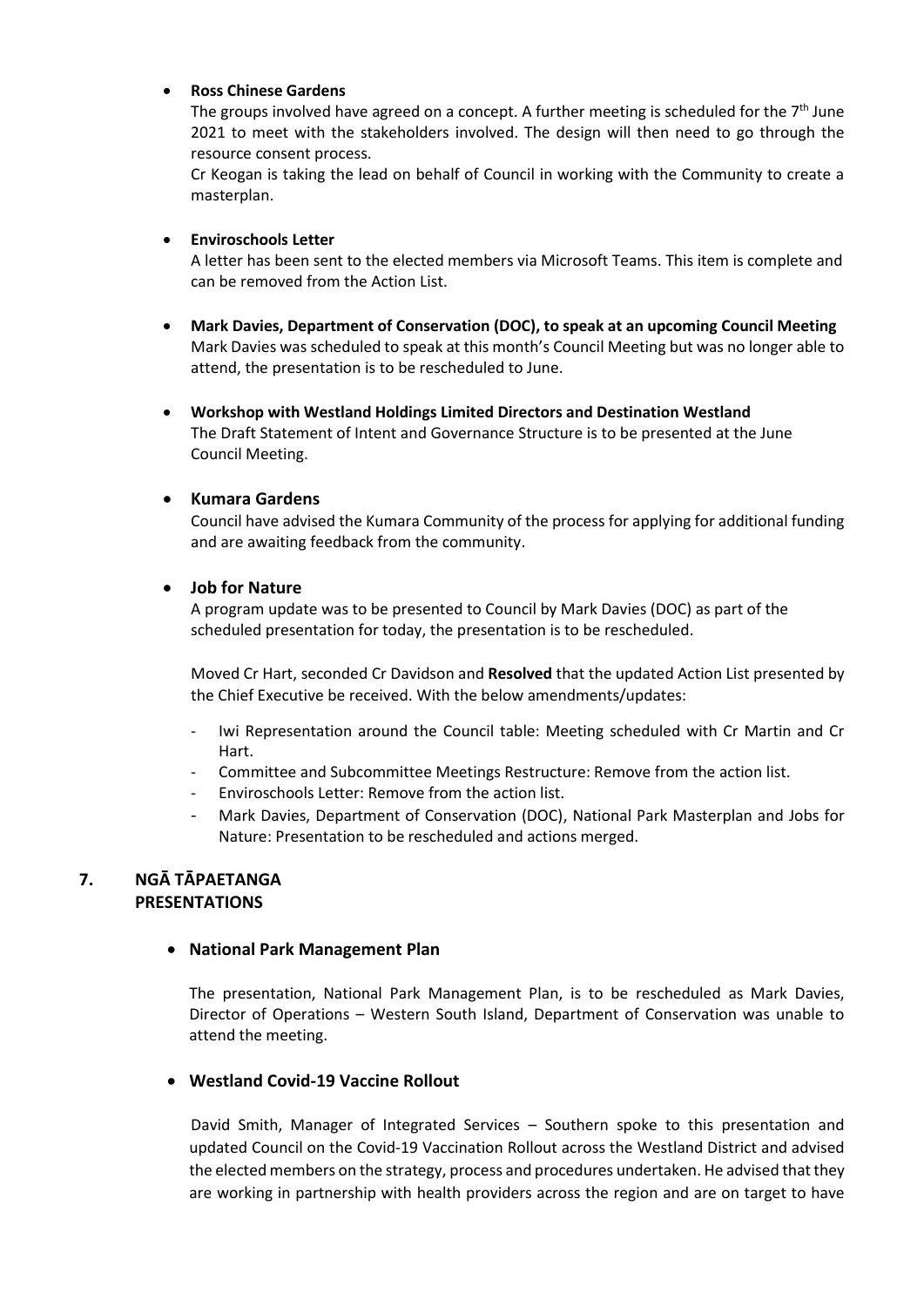- **Ross Chinese Gardens**

  The groups involved have agreed on a concept. A further meeting is scheduled for the 7th June 2021 to meet with the stakeholders involved. The design will then need to go through the resource consent process.

  Cr Keogan is taking the lead on behalf of Council in working with the Community to create a masterplan.

- **Enviroschools Letter**

  A letter has been sent to the elected members via Microsoft Teams. This item is complete and can be removed from the Action List.

- **Mark Davies, Department of Conservation (DOC), to speak at an upcoming Council Meeting**

  Mark Davies was scheduled to speak at this month's Council Meeting but was no longer able to attend, the presentation is to be rescheduled to June.

- **Workshop with Westland Holdings Limited Directors and Destination Westland**

  The Draft Statement of Intent and Governance Structure is to be presented at the June Council Meeting.

- **Kumara Gardens**

  Council have advised the Kumara Community of the process for applying for additional funding and are awaiting feedback from the community.

- **Job for Nature**

  A program update was to be presented to Council by Mark Davies (DOC) as part of the scheduled presentation for today, the presentation is to be rescheduled.

Moved Cr Hart, seconded Cr Davidson and **Resolved** that the updated Action List presented by the Chief Executive be received. With the below amendments/updates:

- Iwi Representation around the Council table: Meeting scheduled with Cr Martin and Cr Hart.
- Committee and Subcommittee Meetings Restructure: Remove from the action list.
- Enviroschools Letter: Remove from the action list.
- Mark Davies, Department of Conservation (DOC), National Park Masterplan and Jobs for Nature: Presentation to be rescheduled and actions merged.

## 7. NGĀ TĀPAETANGA PRESENTATIONS

- **National Park Management Plan**

  The presentation, National Park Management Plan, is to be rescheduled as Mark Davies, Director of Operations – Western South Island, Department of Conservation was unable to attend the meeting.

- **Westland Covid-19 Vaccine Rollout**

  David Smith, Manager of Integrated Services – Southern spoke to this presentation and updated Council on the Covid-19 Vaccination Rollout across the Westland District and advised the elected members on the strategy, process and procedures undertaken. He advised that they are working in partnership with health providers across the region and are on target to have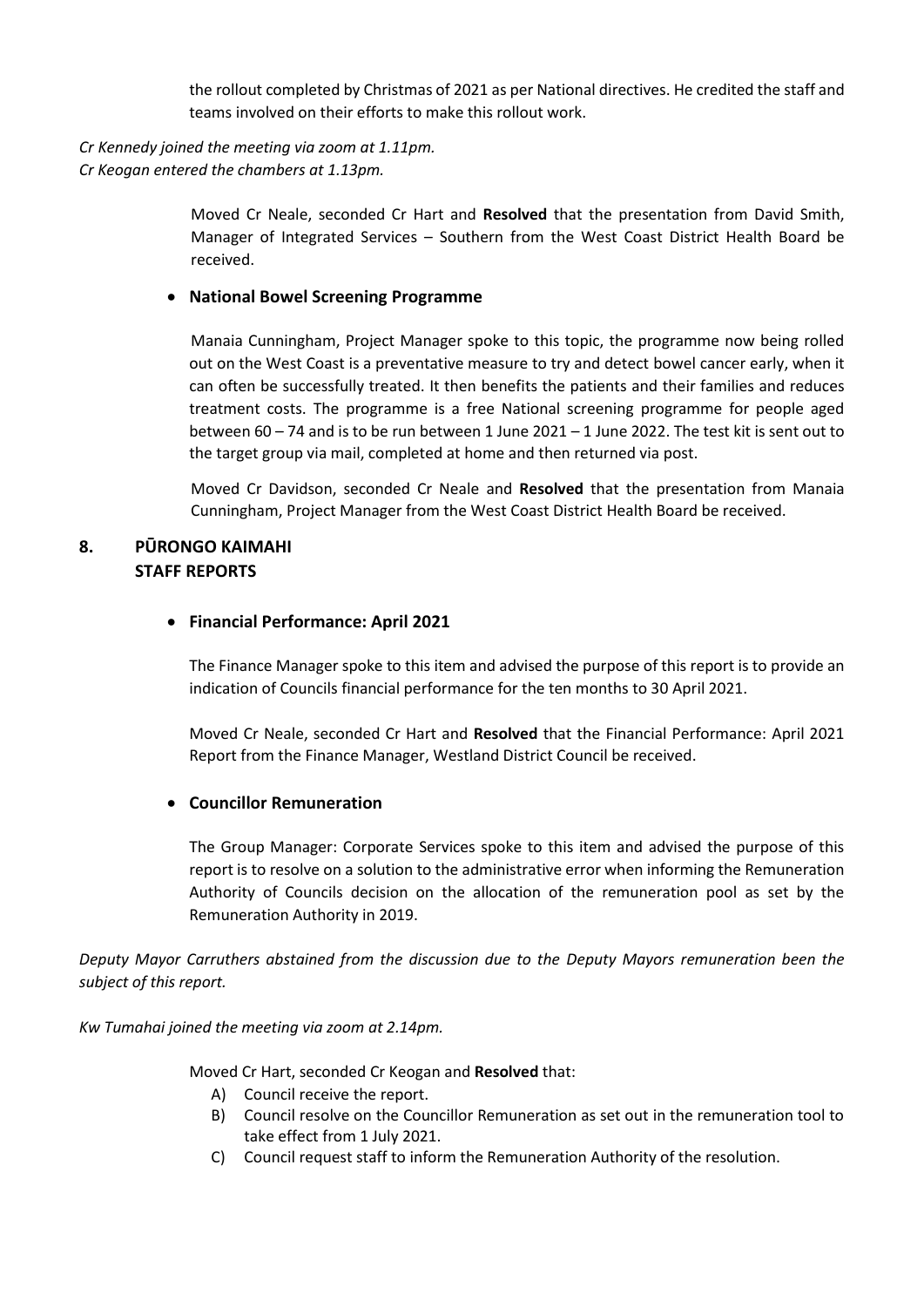the rollout completed by Christmas of 2021 as per National directives. He credited the staff and teams involved on their efforts to make this rollout work.

*Cr Kennedy joined the meeting via zoom at 1.11pm.*
*Cr Keogan entered the chambers at 1.13pm.*

Moved Cr Neale, seconded Cr Hart and **Resolved** that the presentation from David Smith, Manager of Integrated Services – Southern from the West Coast District Health Board be received.

- **National Bowel Screening Programme**

Manaia Cunningham, Project Manager spoke to this topic, the programme now being rolled out on the West Coast is a preventative measure to try and detect bowel cancer early, when it can often be successfully treated. It then benefits the patients and their families and reduces treatment costs. The programme is a free National screening programme for people aged between 60 – 74 and is to be run between 1 June 2021 – 1 June 2022. The test kit is sent out to the target group via mail, completed at home and then returned via post.

Moved Cr Davidson, seconded Cr Neale and **Resolved** that the presentation from Manaia Cunningham, Project Manager from the West Coast District Health Board be received.

## 8. PŪRONGO KAIMAHI STAFF REPORTS

- **Financial Performance: April 2021**

The Finance Manager spoke to this item and advised the purpose of this report is to provide an indication of Councils financial performance for the ten months to 30 April 2021.

Moved Cr Neale, seconded Cr Hart and **Resolved** that the Financial Performance: April 2021 Report from the Finance Manager, Westland District Council be received.

- **Councillor Remuneration**

The Group Manager: Corporate Services spoke to this item and advised the purpose of this report is to resolve on a solution to the administrative error when informing the Remuneration Authority of Councils decision on the allocation of the remuneration pool as set by the Remuneration Authority in 2019.

*Deputy Mayor Carruthers abstained from the discussion due to the Deputy Mayors remuneration been the subject of this report.*

*Kw Tumahai joined the meeting via zoom at 2.14pm.*

Moved Cr Hart, seconded Cr Keogan and **Resolved** that:

A) Council receive the report.
B) Council resolve on the Councillor Remuneration as set out in the remuneration tool to take effect from 1 July 2021.
C) Council request staff to inform the Remuneration Authority of the resolution.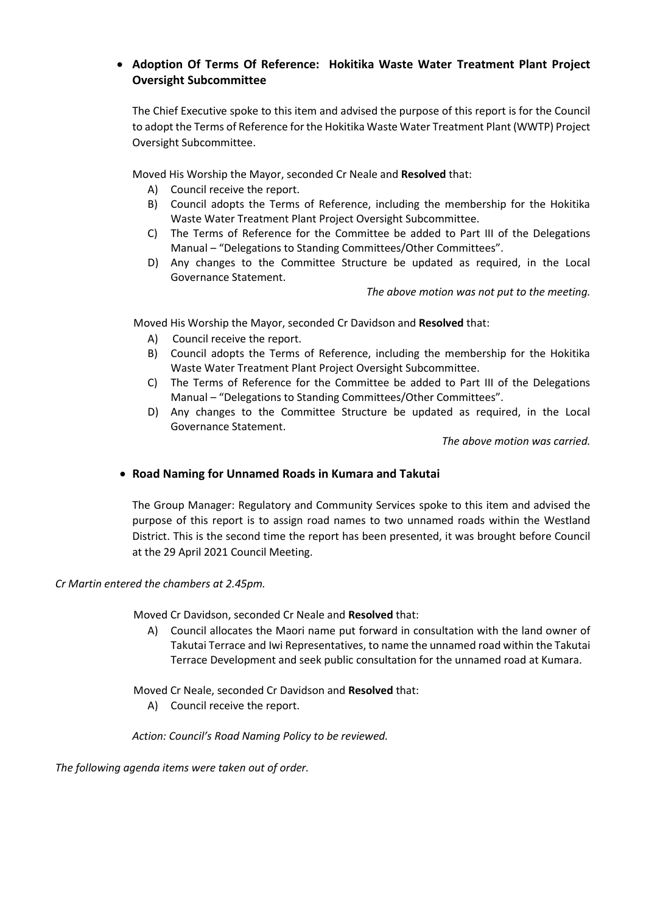- **Adoption Of Terms Of Reference: Hokitika Waste Water Treatment Plant Project Oversight Subcommittee**

  The Chief Executive spoke to this item and advised the purpose of this report is for the Council to adopt the Terms of Reference for the Hokitika Waste Water Treatment Plant (WWTP) Project Oversight Subcommittee.

  Moved His Worship the Mayor, seconded Cr Neale and **Resolved** that:

  A) Council receive the report.
  B) Council adopts the Terms of Reference, including the membership for the Hokitika Waste Water Treatment Plant Project Oversight Subcommittee.
  C) The Terms of Reference for the Committee be added to Part III of the Delegations Manual – "Delegations to Standing Committees/Other Committees".
  D) Any changes to the Committee Structure be updated as required, in the Local Governance Statement.

  *The above motion was not put to the meeting.*

  Moved His Worship the Mayor, seconded Cr Davidson and **Resolved** that:

  A) Council receive the report.
  B) Council adopts the Terms of Reference, including the membership for the Hokitika Waste Water Treatment Plant Project Oversight Subcommittee.
  C) The Terms of Reference for the Committee be added to Part III of the Delegations Manual – "Delegations to Standing Committees/Other Committees".
  D) Any changes to the Committee Structure be updated as required, in the Local Governance Statement.

  *The above motion was carried.*

- **Road Naming for Unnamed Roads in Kumara and Takutai**

  The Group Manager: Regulatory and Community Services spoke to this item and advised the purpose of this report is to assign road names to two unnamed roads within the Westland District. This is the second time the report has been presented, it was brought before Council at the 29 April 2021 Council Meeting.

*Cr Martin entered the chambers at 2.45pm.*

Moved Cr Davidson, seconded Cr Neale and **Resolved** that:

A) Council allocates the Maori name put forward in consultation with the land owner of Takutai Terrace and Iwi Representatives, to name the unnamed road within the Takutai Terrace Development and seek public consultation for the unnamed road at Kumara.

Moved Cr Neale, seconded Cr Davidson and **Resolved** that:

A) Council receive the report.

*Action: Council's Road Naming Policy to be reviewed.*

*The following agenda items were taken out of order.*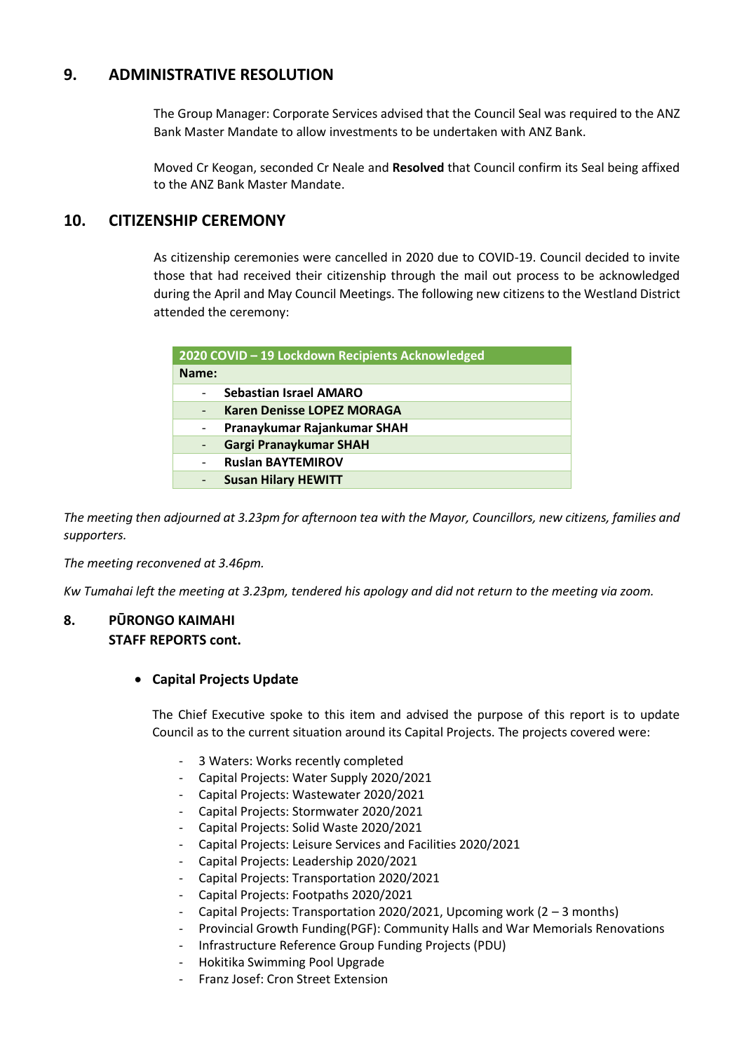## 9. ADMINISTRATIVE RESOLUTION

The Group Manager: Corporate Services advised that the Council Seal was required to the ANZ Bank Master Mandate to allow investments to be undertaken with ANZ Bank.

Moved Cr Keogan, seconded Cr Neale and **Resolved** that Council confirm its Seal being affixed to the ANZ Bank Master Mandate.

## 10. CITIZENSHIP CEREMONY

As citizenship ceremonies were cancelled in 2020 due to COVID-19. Council decided to invite those that had received their citizenship through the mail out process to be acknowledged during the April and May Council Meetings. The following new citizens to the Westland District attended the ceremony:

| 2020 COVID – 19 Lockdown Recipients Acknowledged |
|---|
| **Name:** |
| - **Sebastian Israel AMARO** |
| - **Karen Denisse LOPEZ MORAGA** |
| - **Pranaykumar Rajankumar SHAH** |
| - **Gargi Pranaykumar SHAH** |
| - **Ruslan BAYTEMIROV** |
| - **Susan Hilary HEWITT** |

*The meeting then adjourned at 3.23pm for afternoon tea with the Mayor, Councillors, new citizens, families and supporters.*

*The meeting reconvened at 3.46pm.*

*Kw Tumahai left the meeting at 3.23pm, tendered his apology and did not return to the meeting via zoom.*

## 8. PŪRONGO KAIMAHI STAFF REPORTS cont.

- **Capital Projects Update**

The Chief Executive spoke to this item and advised the purpose of this report is to update Council as to the current situation around its Capital Projects. The projects covered were:

- 3 Waters: Works recently completed
- Capital Projects: Water Supply 2020/2021
- Capital Projects: Wastewater 2020/2021
- Capital Projects: Stormwater 2020/2021
- Capital Projects: Solid Waste 2020/2021
- Capital Projects: Leisure Services and Facilities 2020/2021
- Capital Projects: Leadership 2020/2021
- Capital Projects: Transportation 2020/2021
- Capital Projects: Footpaths 2020/2021
- Capital Projects: Transportation 2020/2021, Upcoming work (2 – 3 months)
- Provincial Growth Funding(PGF): Community Halls and War Memorials Renovations
- Infrastructure Reference Group Funding Projects (PDU)
- Hokitika Swimming Pool Upgrade
- Franz Josef: Cron Street Extension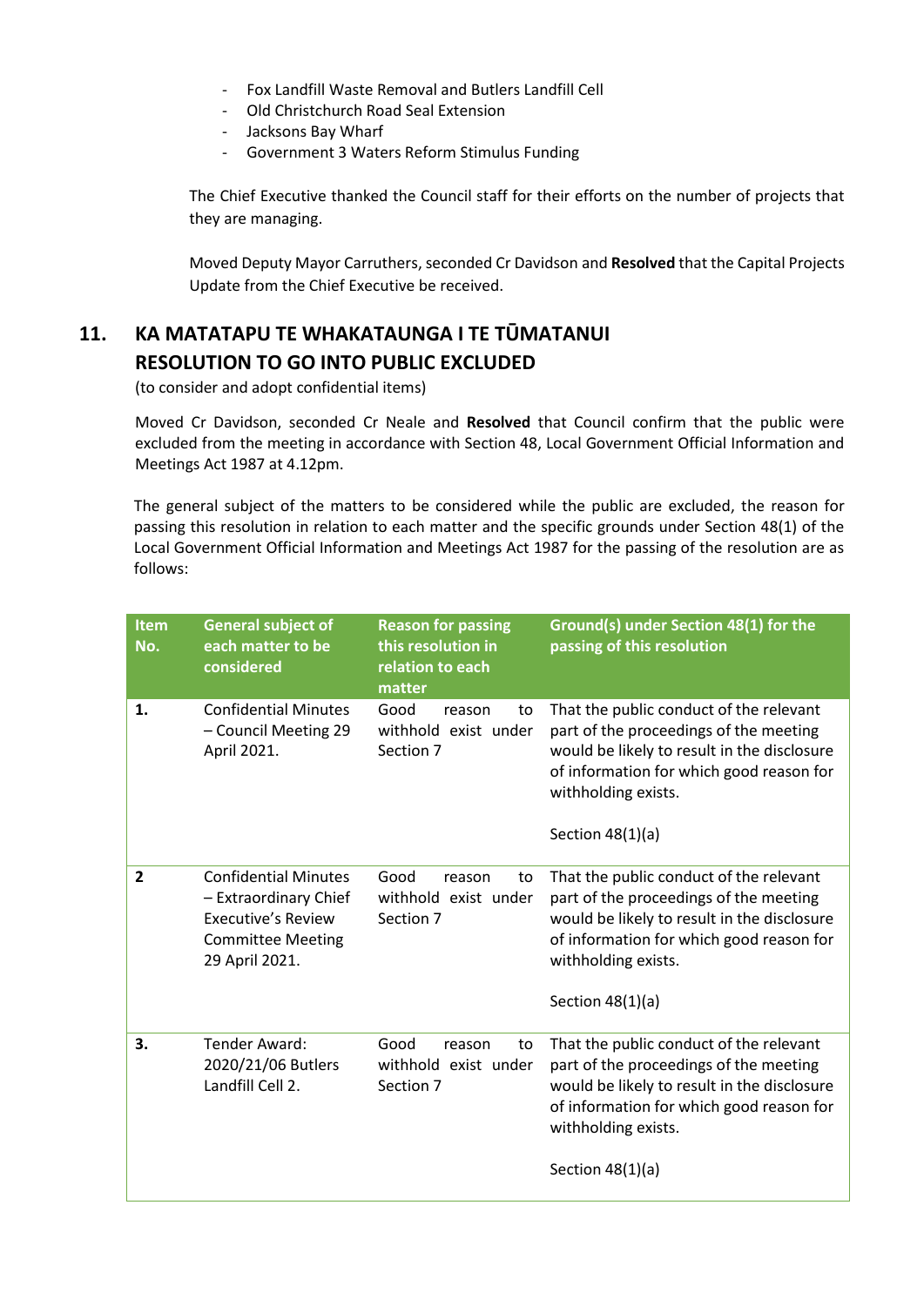- Fox Landfill Waste Removal and Butlers Landfill Cell
- Old Christchurch Road Seal Extension
- Jacksons Bay Wharf
- Government 3 Waters Reform Stimulus Funding

The Chief Executive thanked the Council staff for their efforts on the number of projects that they are managing.

Moved Deputy Mayor Carruthers, seconded Cr Davidson and **Resolved** that the Capital Projects Update from the Chief Executive be received.

## 11. KA MATATAPU TE WHAKATAUNGA I TE TŪMATANUI RESOLUTION TO GO INTO PUBLIC EXCLUDED

(to consider and adopt confidential items)

Moved Cr Davidson, seconded Cr Neale and **Resolved** that Council confirm that the public were excluded from the meeting in accordance with Section 48, Local Government Official Information and Meetings Act 1987 at 4.12pm.

The general subject of the matters to be considered while the public are excluded, the reason for passing this resolution in relation to each matter and the specific grounds under Section 48(1) of the Local Government Official Information and Meetings Act 1987 for the passing of the resolution are as follows:

| Item No. | General subject of each matter to be considered | Reason for passing this resolution in relation to each matter | Ground(s) under Section 48(1) for the passing of this resolution |
|---|---|---|---|
| 1. | Confidential Minutes – Council Meeting 29 April 2021. | Good reason to withhold exist under Section 7 | That the public conduct of the relevant part of the proceedings of the meeting would be likely to result in the disclosure of information for which good reason for withholding exists.<br><br>Section 48(1)(a) |
| 2 | Confidential Minutes – Extraordinary Chief Executive's Review Committee Meeting 29 April 2021. | Good reason to withhold exist under Section 7 | That the public conduct of the relevant part of the proceedings of the meeting would be likely to result in the disclosure of information for which good reason for withholding exists.<br><br>Section 48(1)(a) |
| 3. | Tender Award: 2020/21/06 Butlers Landfill Cell 2. | Good reason to withhold exist under Section 7 | That the public conduct of the relevant part of the proceedings of the meeting would be likely to result in the disclosure of information for which good reason for withholding exists.<br><br>Section 48(1)(a) |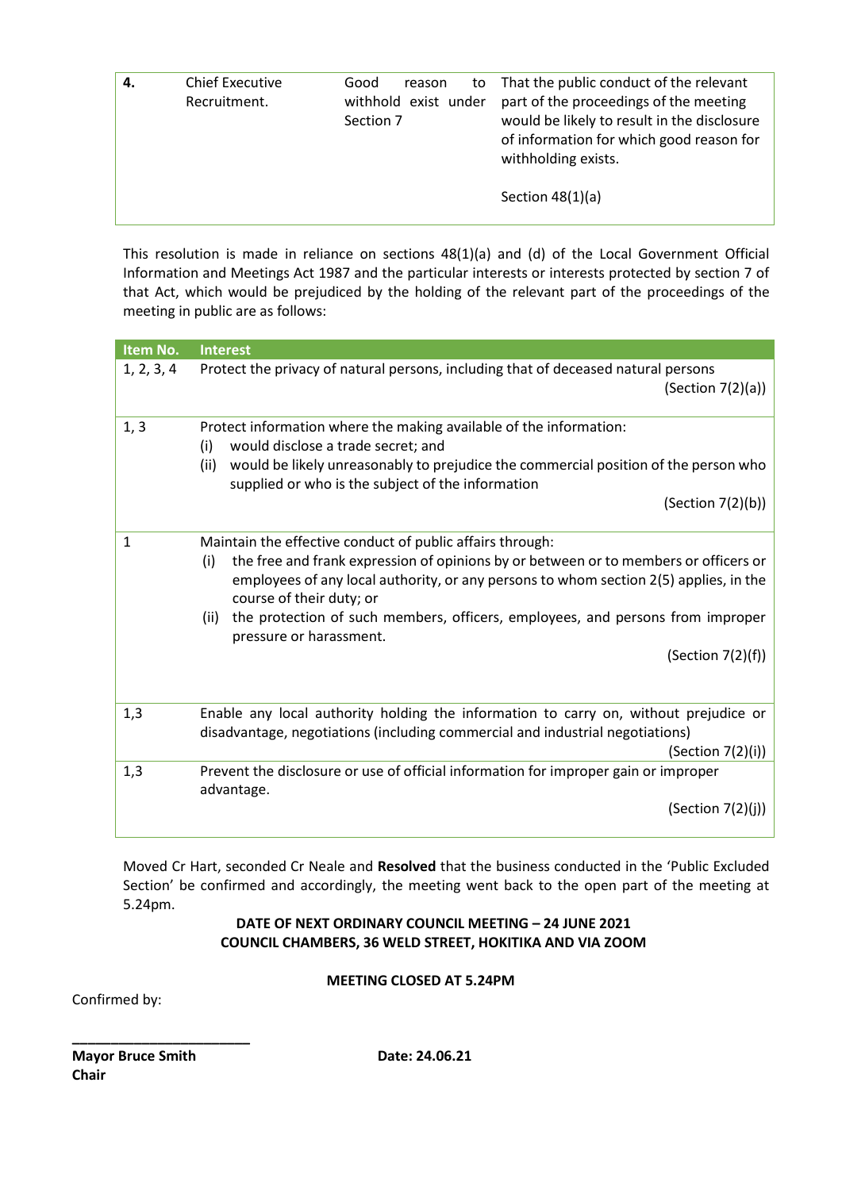| | | | |
|---|---|---|---|
| **4.** | Chief Executive Recruitment. | Good reason to withhold exist under Section 7 | That the public conduct of the relevant part of the proceedings of the meeting would be likely to result in the disclosure of information for which good reason for withholding exists.<br><br>Section 48(1)(a) |

This resolution is made in reliance on sections 48(1)(a) and (d) of the Local Government Official Information and Meetings Act 1987 and the particular interests or interests protected by section 7 of that Act, which would be prejudiced by the holding of the relevant part of the proceedings of the meeting in public are as follows:

| Item No. | Interest |
|---|---|
| 1, 2, 3, 4 | Protect the privacy of natural persons, including that of deceased natural persons (Section 7(2)(a)) |
| 1, 3 | Protect information where the making available of the information:<br>(i) would disclose a trade secret; and<br>(ii) would be likely unreasonably to prejudice the commercial position of the person who supplied or who is the subject of the information<br>(Section 7(2)(b)) |
| 1 | Maintain the effective conduct of public affairs through:<br>(i) the free and frank expression of opinions by or between or to members or officers or employees of any local authority, or any persons to whom section 2(5) applies, in the course of their duty; or<br>(ii) the protection of such members, officers, employees, and persons from improper pressure or harassment.<br>(Section 7(2)(f)) |
| 1,3 | Enable any local authority holding the information to carry on, without prejudice or disadvantage, negotiations (including commercial and industrial negotiations)<br>(Section 7(2)(i)) |
| 1,3 | Prevent the disclosure or use of official information for improper gain or improper advantage.<br>(Section 7(2)(j)) |

Moved Cr Hart, seconded Cr Neale and **Resolved** that the business conducted in the 'Public Excluded Section' be confirmed and accordingly, the meeting went back to the open part of the meeting at 5.24pm.

**DATE OF NEXT ORDINARY COUNCIL MEETING – 24 JUNE 2021**
**COUNCIL CHAMBERS, 36 WELD STREET, HOKITIKA AND VIA ZOOM**

**MEETING CLOSED AT 5.24PM**

Confirmed by:

________________________

**Mayor Bruce Smith**
**Chair**

**Date: 24.06.21**